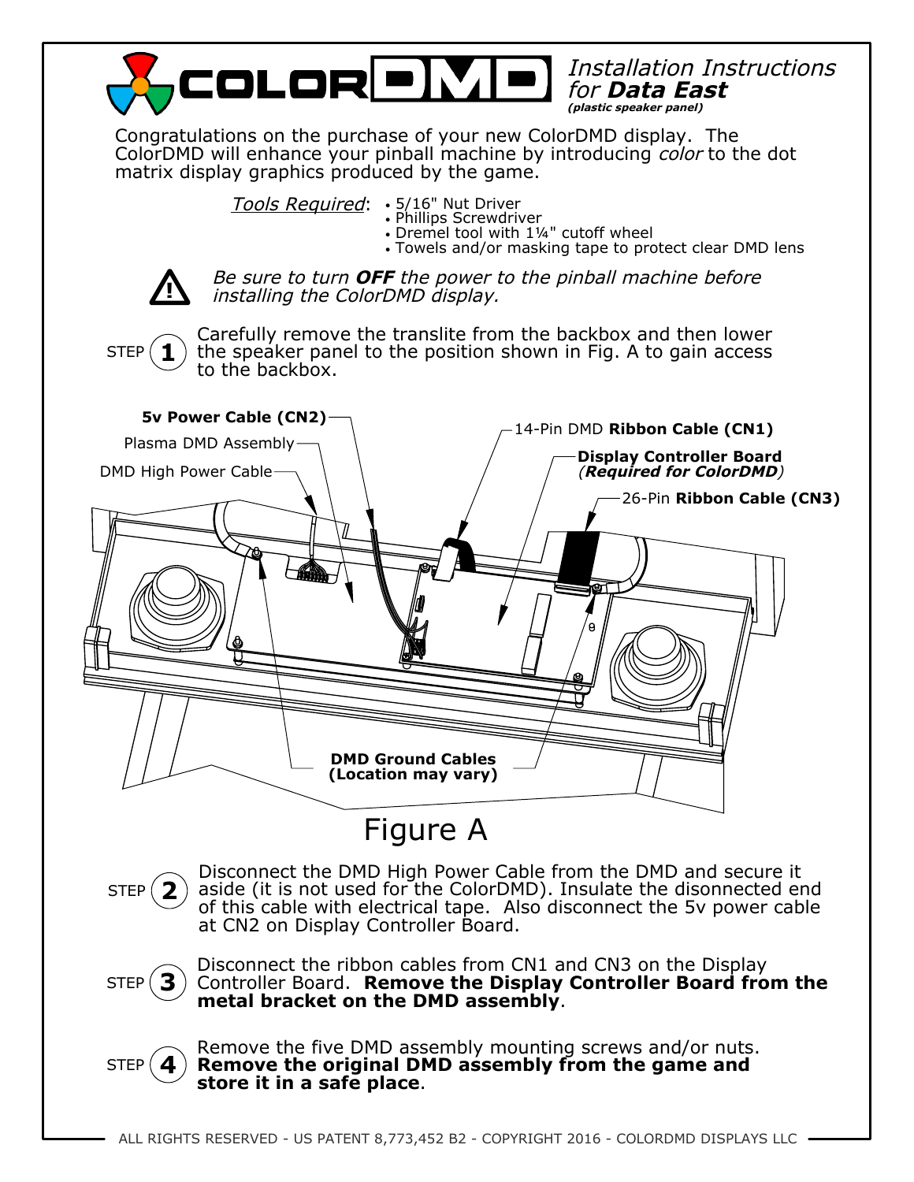# ColorDMD

*Installation Instructions for **Data East***
***(plastic speaker panel)***

Congratulations on the purchase of your new ColorDMD display. The ColorDMD will enhance your pinball machine by introducing *color* to the dot matrix display graphics produced by the game.

*Tools Required*:
- 5/16" Nut Driver
- Phillips Screwdriver
- Dremel tool with 1¼" cutoff wheel
- Towels and/or masking tape to protect clear DMD lens

⚠ *Be sure to turn **OFF** the power to the pinball machine before installing the ColorDMD display.*

STEP 1 Carefully remove the translite from the backbox and then lower the speaker panel to the position shown in Fig. A to gain access to the backbox.

**5v Power Cable (CN2)**

Plasma DMD Assembly

DMD High Power Cable

14-Pin DMD **Ribbon Cable (CN1)**

**Display Controller Board** *(**Required for ColorDMD**)*

26-Pin **Ribbon Cable (CN3)**

**DMD Ground Cables (Location may vary)**

Figure A

STEP 2 Disconnect the DMD High Power Cable from the DMD and secure it aside (it is not used for the ColorDMD). Insulate the disonnected end of this cable with electrical tape. Also disconnect the 5v power cable at CN2 on Display Controller Board.

STEP 3 Disconnect the ribbon cables from CN1 and CN3 on the Display Controller Board. **Remove the Display Controller Board from the metal bracket on the DMD assembly**.

STEP 4 Remove the five DMD assembly mounting screws and/or nuts. **Remove the original DMD assembly from the game and store it in a safe place**.

ALL RIGHTS RESERVED - US PATENT 8,773,452 B2 - COPYRIGHT 2016 - COLORDMD DISPLAYS LLC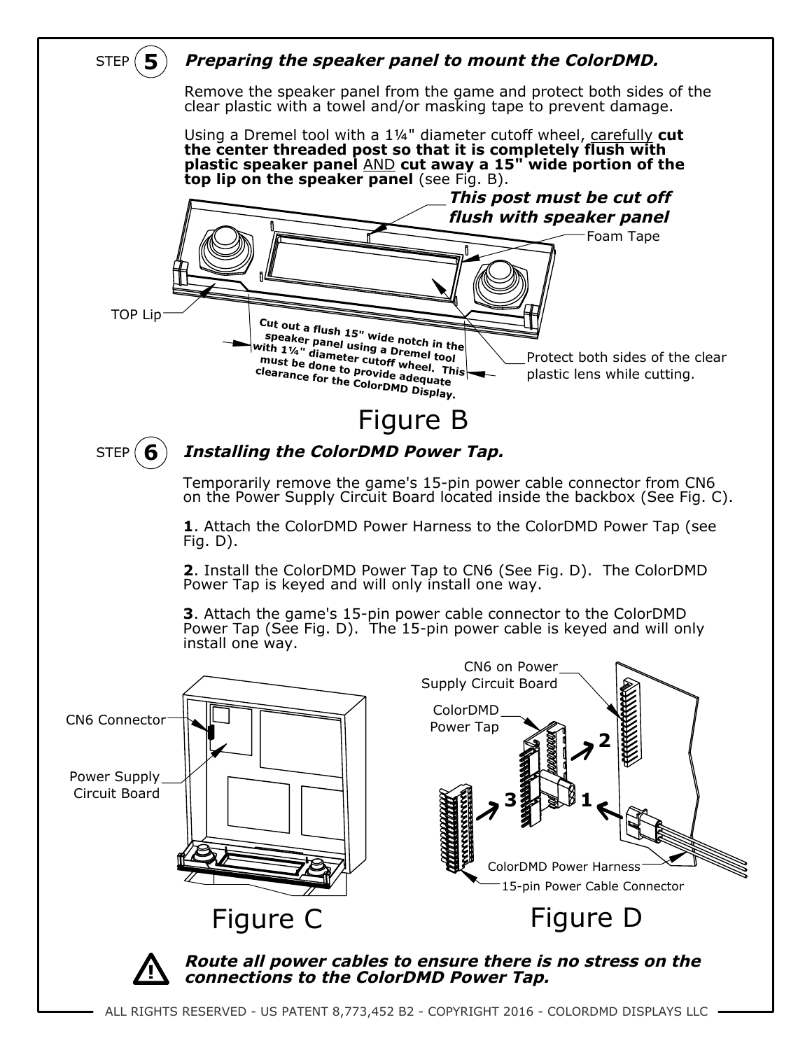## STEP 5 *Preparing the speaker panel to mount the ColorDMD.*

Remove the speaker panel from the game and protect both sides of the clear plastic with a towel and/or masking tape to prevent damage.

Using a Dremel tool with a 1¼" diameter cutoff wheel, carefully **cut the center threaded post so that it is completely flush with plastic speaker panel** AND **cut away a 15" wide portion of the top lip on the speaker panel** (see Fig. B).

***This post must be cut off flush with speaker panel***

Foam Tape

TOP Lip

**Cut out a flush 15" wide notch in the speaker panel using a Dremel tool with 1¼" diameter cutoff wheel. This must be done to provide adequate clearance for the ColorDMD Display.**

Protect both sides of the clear plastic lens while cutting.

Figure B

## STEP 6 *Installing the ColorDMD Power Tap.*

Temporarily remove the game's 15-pin power cable connector from CN6 on the Power Supply Circuit Board located inside the backbox (See Fig. C).

**1**. Attach the ColorDMD Power Harness to the ColorDMD Power Tap (see Fig. D).

**2**. Install the ColorDMD Power Tap to CN6 (See Fig. D). The ColorDMD Power Tap is keyed and will only install one way.

**3**. Attach the game's 15-pin power cable connector to the ColorDMD Power Tap (See Fig. D). The 15-pin power cable is keyed and will only install one way.

CN6 Connector

Power Supply Circuit Board

Figure C

CN6 on Power Supply Circuit Board

ColorDMD Power Tap

ColorDMD Power Harness

15-pin Power Cable Connector

Figure D

***Route all power cables to ensure there is no stress on the connections to the ColorDMD Power Tap.***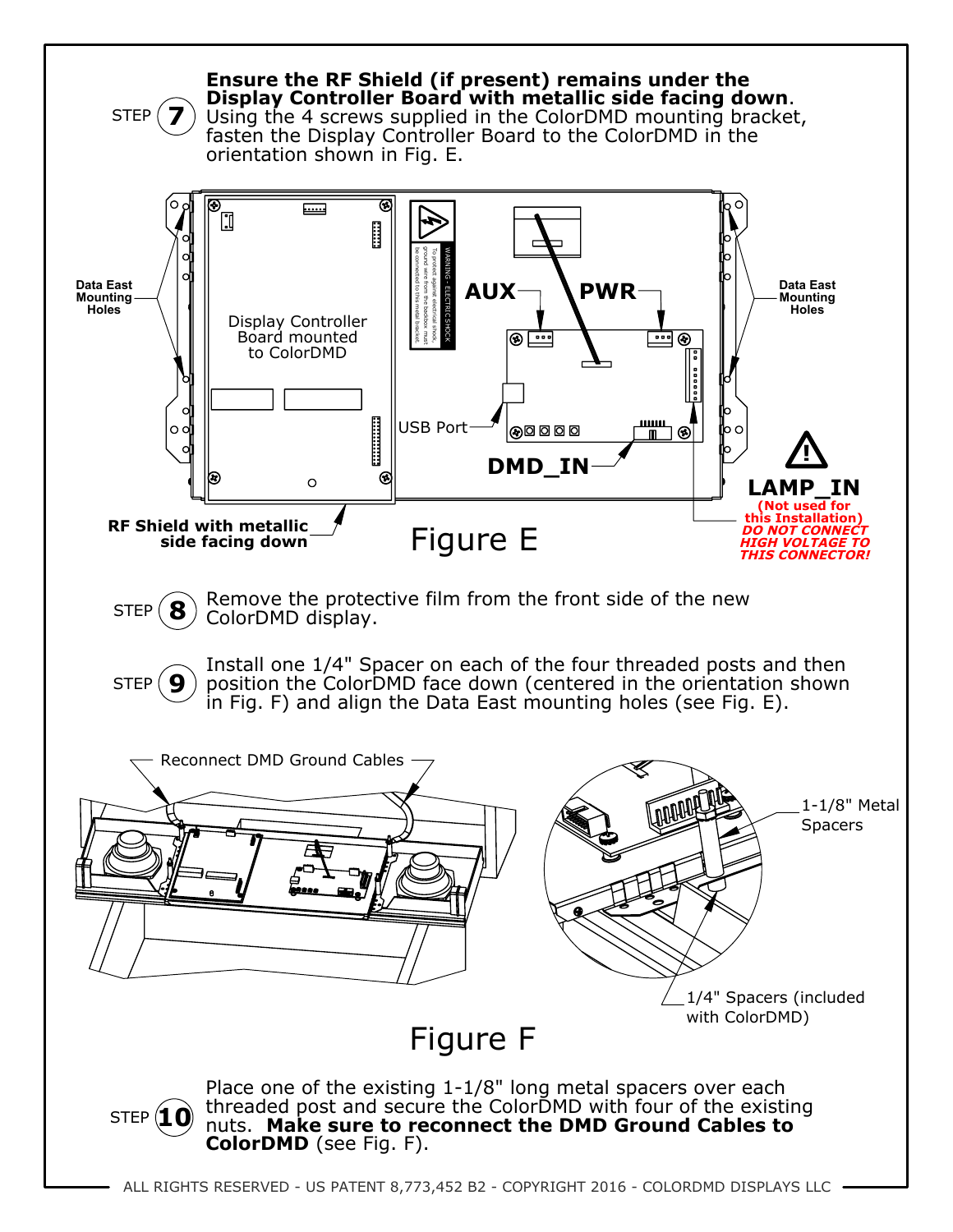STEP **7** **Ensure the RF Shield (if present) remains under the Display Controller Board with metallic side facing down**. Using the 4 screws supplied in the ColorDMD mounting bracket, fasten the Display Controller Board to the ColorDMD in the orientation shown in Fig. E.

Data East Mounting Holes

Display Controller Board mounted to ColorDMD

AUX

PWR

USB Port

DMD_IN

**LAMP_IN**

**(Not used for this Installation)**
***DO NOT CONNECT HIGH VOLTAGE TO THIS CONNECTOR!***

**RF Shield with metallic side facing down**

Figure E

STEP **8** Remove the protective film from the front side of the new ColorDMD display.

STEP **9** Install one 1/4" Spacer on each of the four threaded posts and then position the ColorDMD face down (centered in the orientation shown in Fig. F) and align the Data East mounting holes (see Fig. E).

Reconnect DMD Ground Cables

1-1/8" Metal Spacers

1/4" Spacers (included with ColorDMD)

Figure F

STEP **10** Place one of the existing 1-1/8" long metal spacers over each threaded post and secure the ColorDMD with four of the existing nuts. **Make sure to reconnect the DMD Ground Cables to ColorDMD** (see Fig. F).

ALL RIGHTS RESERVED - US PATENT 8,773,452 B2 - COPYRIGHT 2016 - COLORDMD DISPLAYS LLC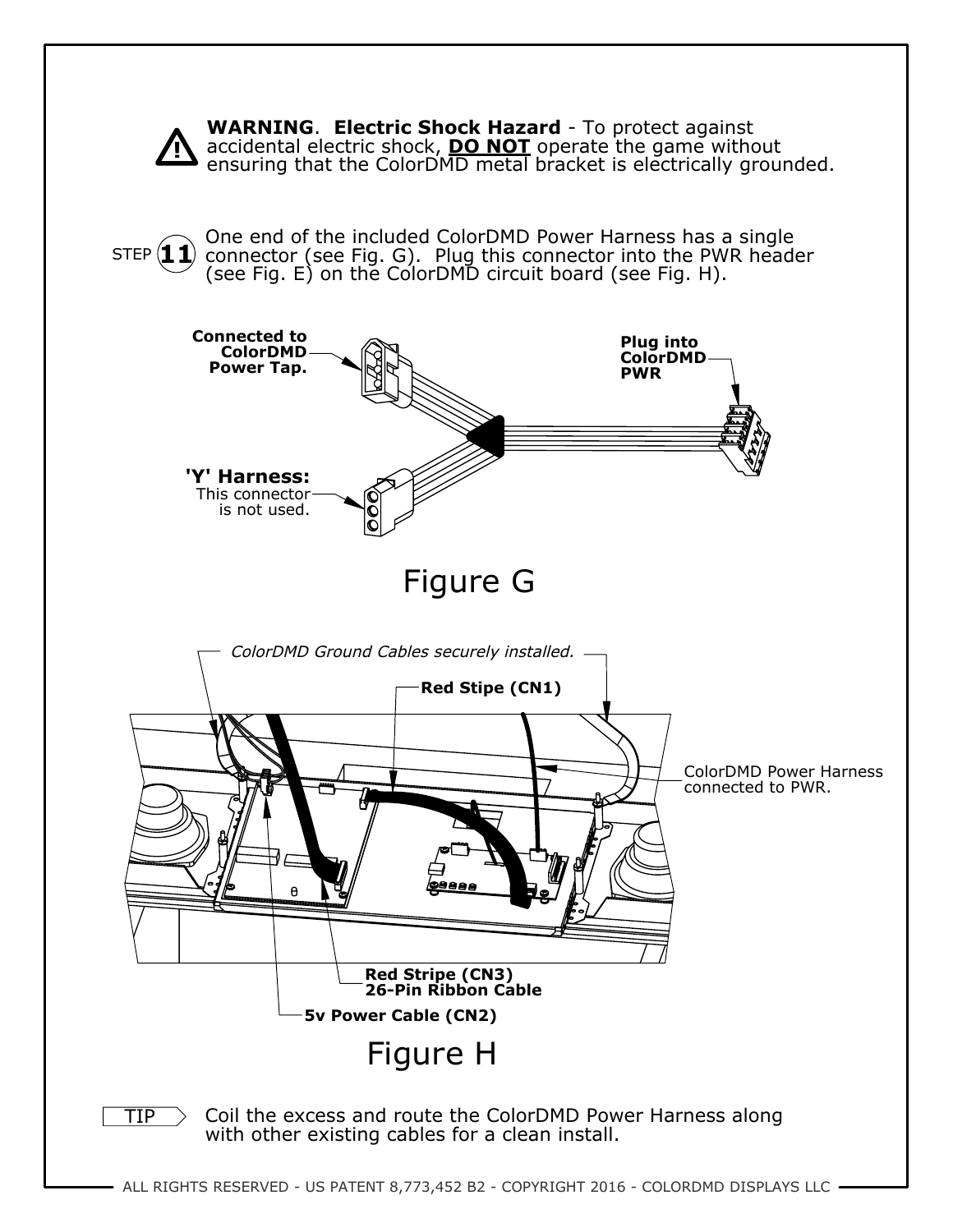**WARNING**. **Electric Shock Hazard** - To protect against accidental electric shock, **DO NOT** operate the game without ensuring that the ColorDMD metal bracket is electrically grounded.

STEP **11** One end of the included ColorDMD Power Harness has a single connector (see Fig. G). Plug this connector into the PWR header (see Fig. E) on the ColorDMD circuit board (see Fig. H).

**Connected to ColorDMD Power Tap.**

**Plug into ColorDMD PWR**

**'Y' Harness:** This connector is not used.

Figure G

*ColorDMD Ground Cables securely installed.*

**Red Stipe (CN1)**

ColorDMD Power Harness connected to PWR.

**Red Stripe (CN3) 26-Pin Ribbon Cable**

**5v Power Cable (CN2)**

Figure H

TIP Coil the excess and route the ColorDMD Power Harness along with other existing cables for a clean install.

ALL RIGHTS RESERVED - US PATENT 8,773,452 B2 - COPYRIGHT 2016 - COLORDMD DISPLAYS LLC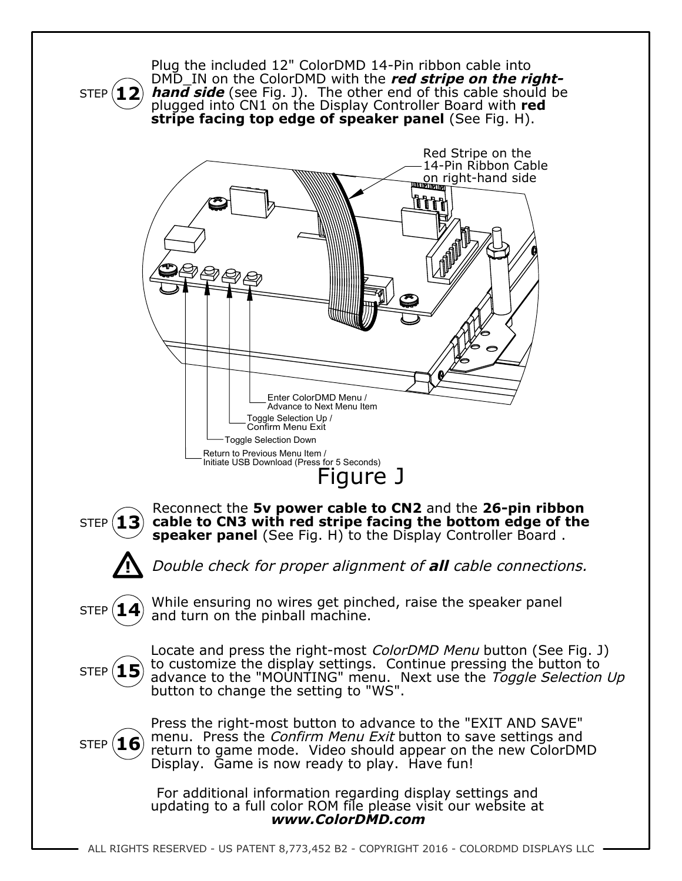STEP **12** Plug the included 12" ColorDMD 14-Pin ribbon cable into DMD_IN on the ColorDMD with the ***red stripe on the right-hand side*** (see Fig. J). The other end of this cable should be plugged into CN1 on the Display Controller Board with **red stripe facing top edge of speaker panel** (See Fig. H).

Red Stripe on the 14-Pin Ribbon Cable on right-hand side

Enter ColorDMD Menu / Advance to Next Menu Item

Toggle Selection Up / Confirm Menu Exit

Toggle Selection Down

Return to Previous Menu Item / Initiate USB Download (Press for 5 Seconds)

Figure J

STEP **13** Reconnect the **5v power cable to CN2** and the **26-pin ribbon cable to CN3 with red stripe facing the bottom edge of the speaker panel** (See Fig. H) to the Display Controller Board .

⚠ *Double check for proper alignment of **all** cable connections.*

STEP **14** While ensuring no wires get pinched, raise the speaker panel and turn on the pinball machine.

STEP **15** Locate and press the right-most *ColorDMD Menu* button (See Fig. J) to customize the display settings. Continue pressing the button to advance to the "MOUNTING" menu. Next use the *Toggle Selection Up* button to change the setting to "WS".

STEP **16** Press the right-most button to advance to the "EXIT AND SAVE" menu. Press the *Confirm Menu Exit* button to save settings and return to game mode. Video should appear on the new ColorDMD Display. Game is now ready to play. Have fun!

For additional information regarding display settings and updating to a full color ROM file please visit our website at
***www.ColorDMD.com***

ALL RIGHTS RESERVED - US PATENT 8,773,452 B2 - COPYRIGHT 2016 - COLORDMD DISPLAYS LLC